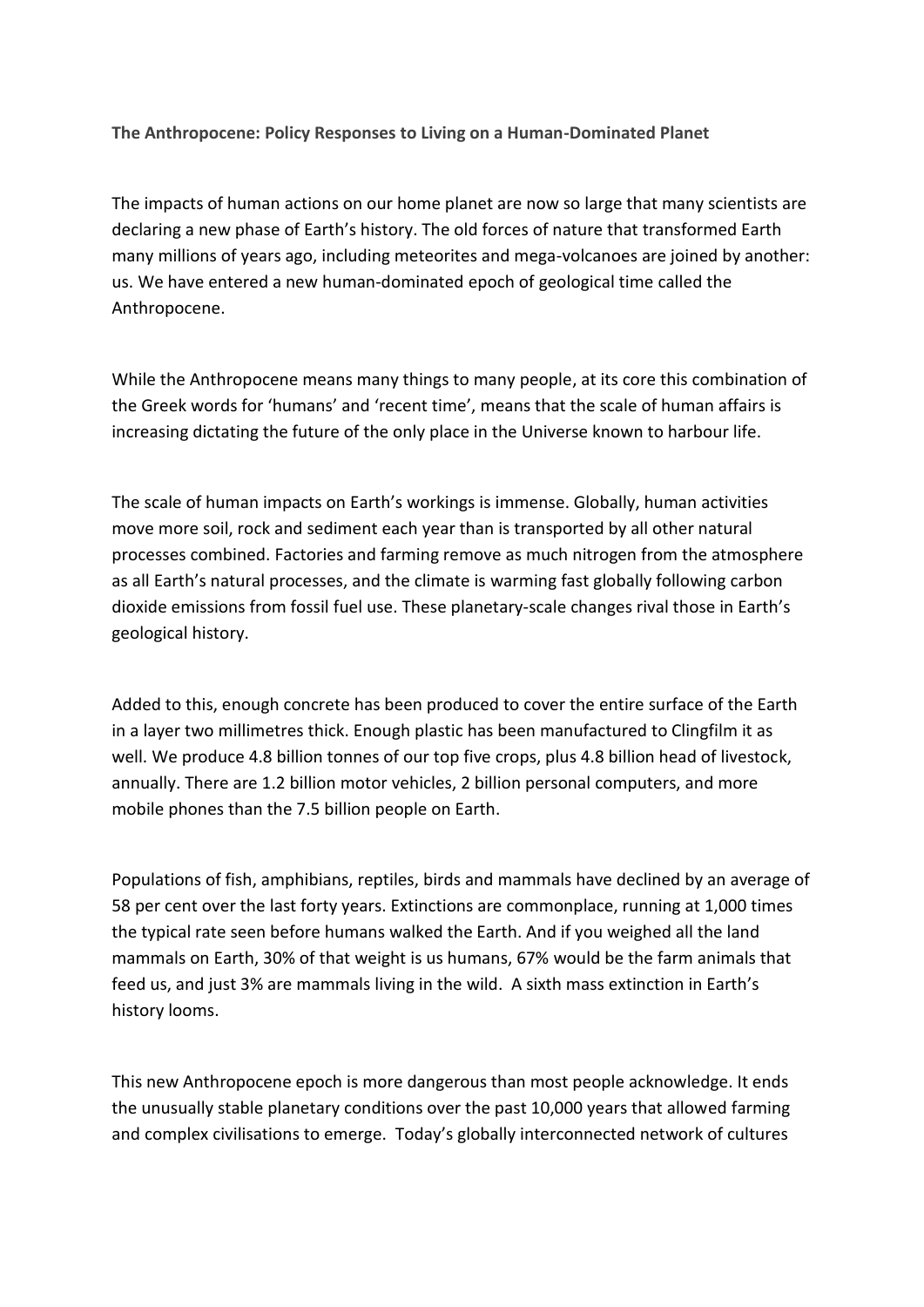**The Anthropocene: Policy Responses to Living on a Human-Dominated Planet**

The impacts of human actions on our home planet are now so large that many scientists are declaring a new phase of Earth's history. The old forces of nature that transformed Earth many millions of years ago, including meteorites and mega-volcanoes are joined by another: us. We have entered a new human-dominated epoch of geological time called the Anthropocene.

While the Anthropocene means many things to many people, at its core this combination of the Greek words for 'humans' and 'recent time', means that the scale of human affairs is increasing dictating the future of the only place in the Universe known to harbour life.

The scale of human impacts on Earth's workings is immense. Globally, human activities move more soil, rock and sediment each year than is transported by all other natural processes combined. Factories and farming remove as much nitrogen from the atmosphere as all Earth's natural processes, and the climate is warming fast globally following carbon dioxide emissions from fossil fuel use. These planetary-scale changes rival those in Earth's geological history.

Added to this, enough concrete has been produced to cover the entire surface of the Earth in a layer two millimetres thick. Enough plastic has been manufactured to Clingfilm it as well. We produce 4.8 billion tonnes of our top five crops, plus 4.8 billion head of livestock, annually. There are 1.2 billion motor vehicles, 2 billion personal computers, and more mobile phones than the 7.5 billion people on Earth.

Populations of fish, amphibians, reptiles, birds and mammals have declined by an average of 58 per cent over the last forty years. Extinctions are commonplace, running at 1,000 times the typical rate seen before humans walked the Earth. And if you weighed all the land mammals on Earth, 30% of that weight is us humans, 67% would be the farm animals that feed us, and just 3% are mammals living in the wild. A sixth mass extinction in Earth's history looms.

This new Anthropocene epoch is more dangerous than most people acknowledge. It ends the unusually stable planetary conditions over the past 10,000 years that allowed farming and complex civilisations to emerge. Today's globally interconnected network of cultures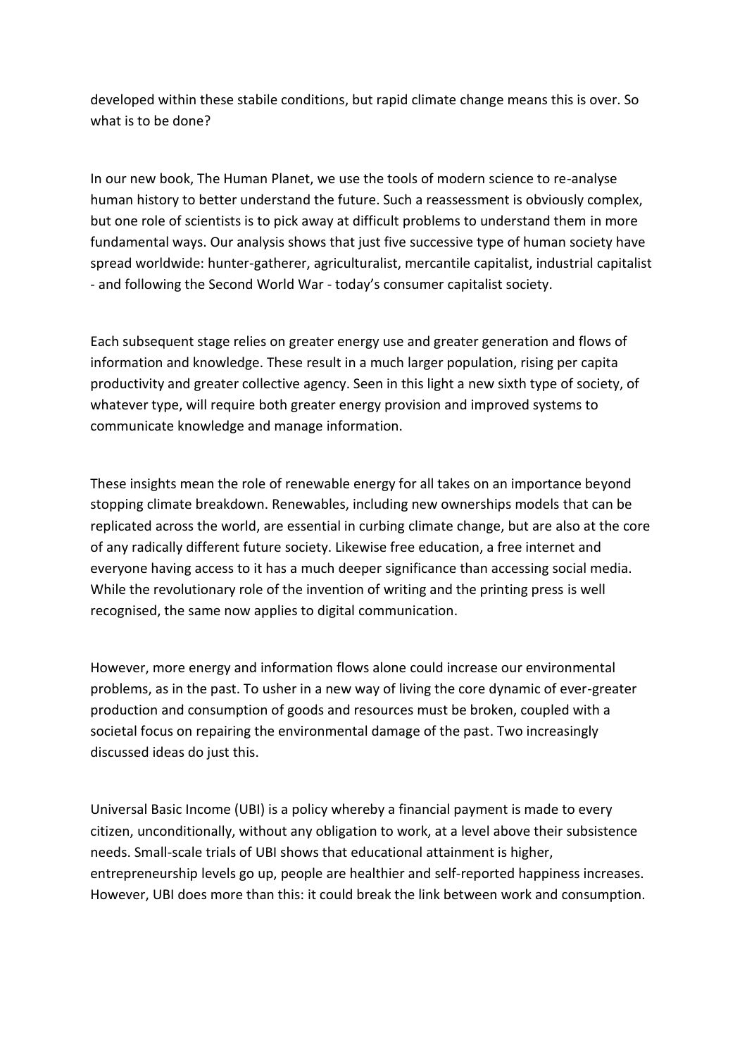developed within these stabile conditions, but rapid climate change means this is over. So what is to be done?

In our new book, The Human Planet, we use the tools of modern science to re-analyse human history to better understand the future. Such a reassessment is obviously complex, but one role of scientists is to pick away at difficult problems to understand them in more fundamental ways. Our analysis shows that just five successive type of human society have spread worldwide: hunter-gatherer, agriculturalist, mercantile capitalist, industrial capitalist - and following the Second World War - today's consumer capitalist society.

Each subsequent stage relies on greater energy use and greater generation and flows of information and knowledge. These result in a much larger population, rising per capita productivity and greater collective agency. Seen in this light a new sixth type of society, of whatever type, will require both greater energy provision and improved systems to communicate knowledge and manage information.

These insights mean the role of renewable energy for all takes on an importance beyond stopping climate breakdown. Renewables, including new ownerships models that can be replicated across the world, are essential in curbing climate change, but are also at the core of any radically different future society. Likewise free education, a free internet and everyone having access to it has a much deeper significance than accessing social media. While the revolutionary role of the invention of writing and the printing press is well recognised, the same now applies to digital communication.

However, more energy and information flows alone could increase our environmental problems, as in the past. To usher in a new way of living the core dynamic of ever-greater production and consumption of goods and resources must be broken, coupled with a societal focus on repairing the environmental damage of the past. Two increasingly discussed ideas do just this.

Universal Basic Income (UBI) is a policy whereby a financial payment is made to every citizen, unconditionally, without any obligation to work, at a level above their subsistence needs. Small-scale trials of UBI shows that educational attainment is higher, entrepreneurship levels go up, people are healthier and self-reported happiness increases. However, UBI does more than this: it could break the link between work and consumption.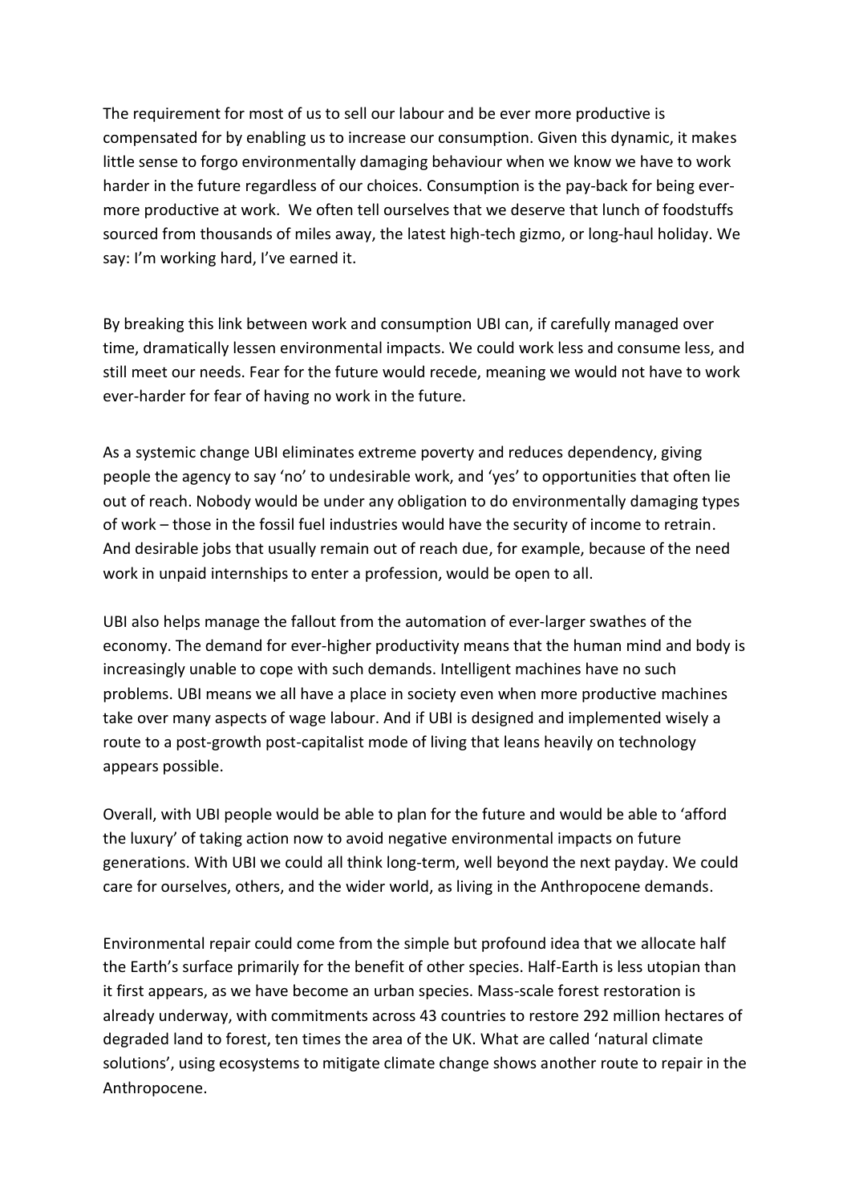The requirement for most of us to sell our labour and be ever more productive is compensated for by enabling us to increase our consumption. Given this dynamic, it makes little sense to forgo environmentally damaging behaviour when we know we have to work harder in the future regardless of our choices. Consumption is the pay-back for being ever-more productive at work. We often tell ourselves that we deserve that lunch of foodstuffs sourced from thousands of miles away, the latest high-tech gizmo, or long-haul holiday. We say: I'm working hard, I've earned it.

By breaking this link between work and consumption UBI can, if carefully managed over time, dramatically lessen environmental impacts. We could work less and consume less, and still meet our needs. Fear for the future would recede, meaning we would not have to work ever-harder for fear of having no work in the future.

As a systemic change UBI eliminates extreme poverty and reduces dependency, giving people the agency to say 'no' to undesirable work, and 'yes' to opportunities that often lie out of reach. Nobody would be under any obligation to do environmentally damaging types of work – those in the fossil fuel industries would have the security of income to retrain. And desirable jobs that usually remain out of reach due, for example, because of the need work in unpaid internships to enter a profession, would be open to all.

UBI also helps manage the fallout from the automation of ever-larger swathes of the economy. The demand for ever-higher productivity means that the human mind and body is increasingly unable to cope with such demands. Intelligent machines have no such problems. UBI means we all have a place in society even when more productive machines take over many aspects of wage labour. And if UBI is designed and implemented wisely a route to a post-growth post-capitalist mode of living that leans heavily on technology appears possible.

Overall, with UBI people would be able to plan for the future and would be able to 'afford the luxury' of taking action now to avoid negative environmental impacts on future generations. With UBI we could all think long-term, well beyond the next payday. We could care for ourselves, others, and the wider world, as living in the Anthropocene demands.

Environmental repair could come from the simple but profound idea that we allocate half the Earth's surface primarily for the benefit of other species. Half-Earth is less utopian than it first appears, as we have become an urban species. Mass-scale forest restoration is already underway, with commitments across 43 countries to restore 292 million hectares of degraded land to forest, ten times the area of the UK. What are called 'natural climate solutions', using ecosystems to mitigate climate change shows another route to repair in the Anthropocene.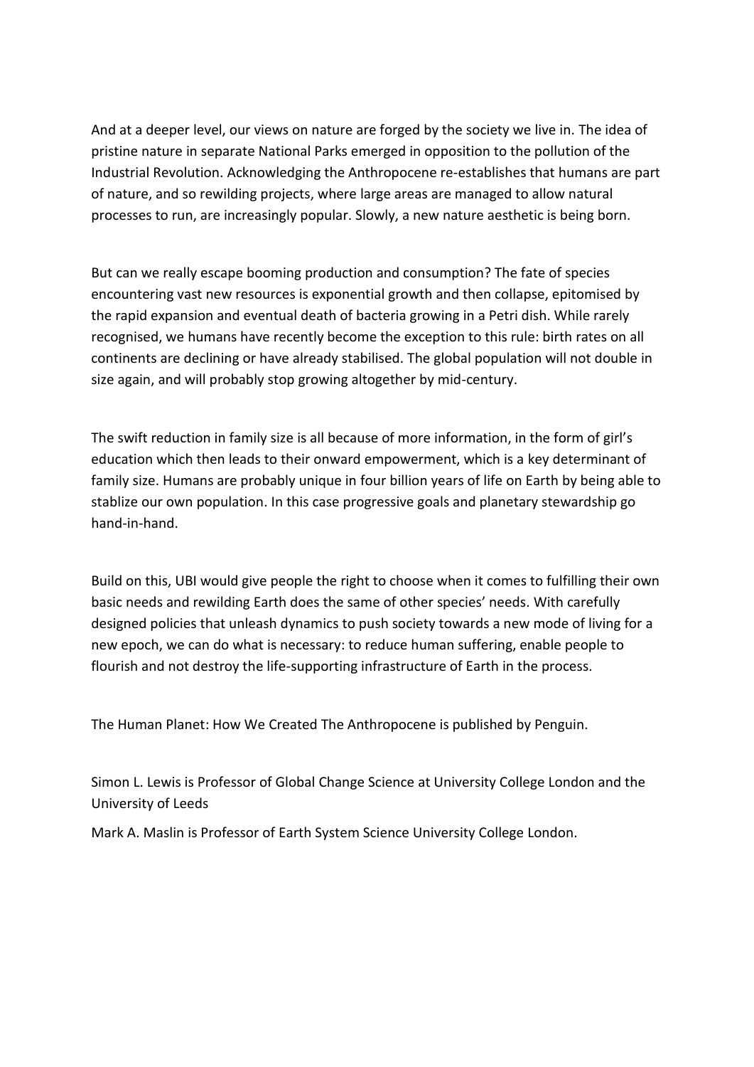And at a deeper level, our views on nature are forged by the society we live in. The idea of pristine nature in separate National Parks emerged in opposition to the pollution of the Industrial Revolution. Acknowledging the Anthropocene re-establishes that humans are part of nature, and so rewilding projects, where large areas are managed to allow natural processes to run, are increasingly popular. Slowly, a new nature aesthetic is being born.

But can we really escape booming production and consumption? The fate of species encountering vast new resources is exponential growth and then collapse, epitomised by the rapid expansion and eventual death of bacteria growing in a Petri dish. While rarely recognised, we humans have recently become the exception to this rule: birth rates on all continents are declining or have already stabilised. The global population will not double in size again, and will probably stop growing altogether by mid-century.

The swift reduction in family size is all because of more information, in the form of girl's education which then leads to their onward empowerment, which is a key determinant of family size. Humans are probably unique in four billion years of life on Earth by being able to stablize our own population. In this case progressive goals and planetary stewardship go hand-in-hand.

Build on this, UBI would give people the right to choose when it comes to fulfilling their own basic needs and rewilding Earth does the same of other species' needs. With carefully designed policies that unleash dynamics to push society towards a new mode of living for a new epoch, we can do what is necessary: to reduce human suffering, enable people to flourish and not destroy the life-supporting infrastructure of Earth in the process.

The Human Planet: How We Created The Anthropocene is published by Penguin.

Simon L. Lewis is Professor of Global Change Science at University College London and the University of Leeds

Mark A. Maslin is Professor of Earth System Science University College London.